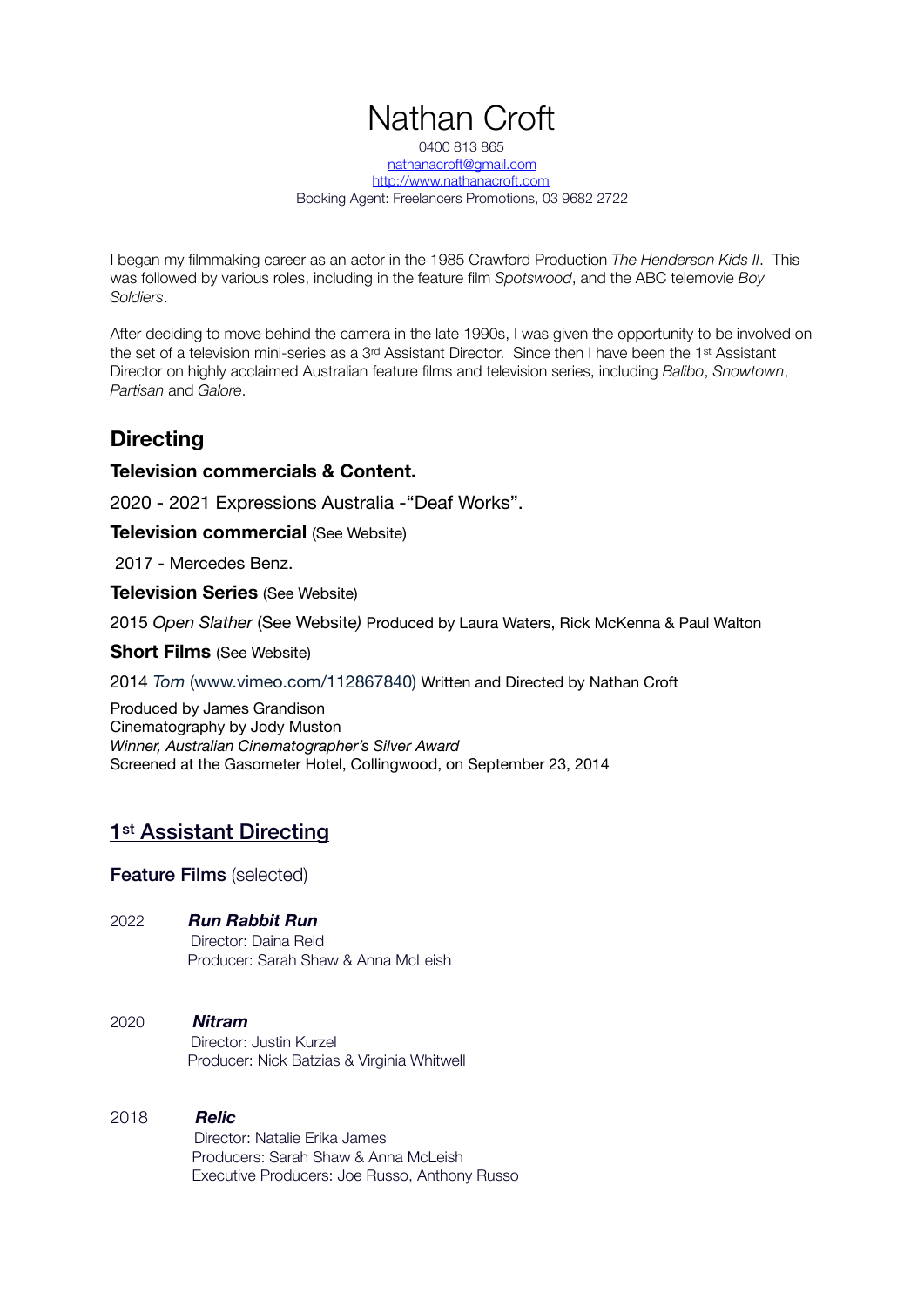# Nathan Croft

0400 813 865
nathanacroft@gmail.com
http://www.nathanacroft.com
Booking Agent: Freelancers Promotions, 03 9682 2722

I began my filmmaking career as an actor in the 1985 Crawford Production *The Henderson Kids II*. This was followed by various roles, including in the feature film *Spotswood*, and the ABC telemovie *Boy Soldiers*.

After deciding to move behind the camera in the late 1990s, I was given the opportunity to be involved on the set of a television mini-series as a 3rd Assistant Director. Since then I have been the 1st Assistant Director on highly acclaimed Australian feature films and television series, including *Balibo*, *Snowtown*, *Partisan* and *Galore*.

## Directing

### Television commercials & Content.

2020 - 2021 Expressions Australia -"Deaf Works".

### Television commercial (See Website)

2017 - Mercedes Benz.

### Television Series (See Website)

2015 *Open Slather* (See Website) Produced by Laura Waters, Rick McKenna & Paul Walton

### Short Films (See Website)

2014 *Tom* (www.vimeo.com/112867840) Written and Directed by Nathan Croft

Produced by James Grandison
Cinematography by Jody Muston
*Winner, Australian Cinematographer's Silver Award*
Screened at the Gasometer Hotel, Collingwood, on September 23, 2014

## 1st Assistant Directing

### Feature Films (selected)

2022 ***Run Rabbit Run***
Director: Daina Reid
Producer: Sarah Shaw & Anna McLeish

2020 ***Nitram***
Director: Justin Kurzel
Producer: Nick Batzias & Virginia Whitwell

2018 ***Relic***
Director: Natalie Erika James
Producers: Sarah Shaw & Anna McLeish
Executive Producers: Joe Russo, Anthony Russo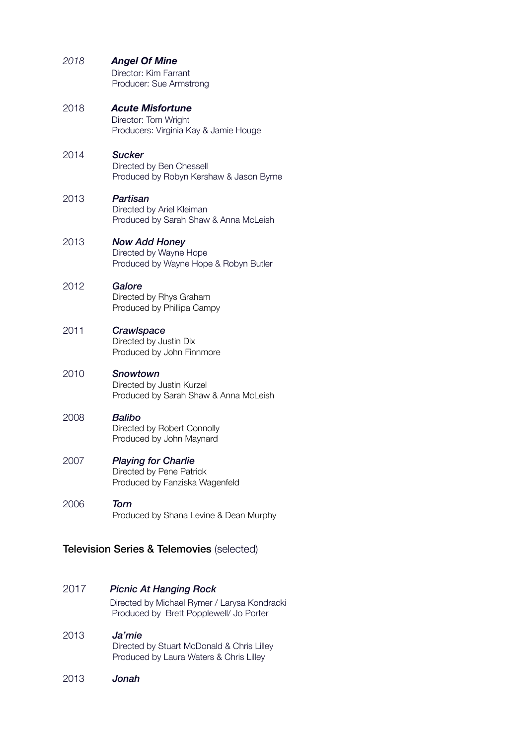*2018* ***Angel Of Mine***
Director: Kim Farrant
Producer: Sue Armstrong

2018 ***Acute Misfortune***
Director: Tom Wright
Producers: Virginia Kay & Jamie Houge

2014 ***Sucker***
Directed by Ben Chessell
Produced by Robyn Kershaw & Jason Byrne

2013 ***Partisan***
Directed by Ariel Kleiman
Produced by Sarah Shaw & Anna McLeish

2013 ***Now Add Honey***
Directed by Wayne Hope
Produced by Wayne Hope & Robyn Butler

2012 ***Galore***
Directed by Rhys Graham
Produced by Phillipa Campy

2011 ***Crawlspace***
Directed by Justin Dix
Produced by John Finnmore

2010 ***Snowtown***
Directed by Justin Kurzel
Produced by Sarah Shaw & Anna McLeish

2008 ***Balibo***
Directed by Robert Connolly
Produced by John Maynard

2007 ***Playing for Charlie***
Directed by Pene Patrick
Produced by Fanziska Wagenfeld

2006 ***Torn***
Produced by Shana Levine & Dean Murphy

## **Television Series & Telemovies** (selected)

2017 ***Picnic At Hanging Rock***
Directed by Michael Rymer / Larysa Kondracki
Produced by Brett Popplewell/ Jo Porter

2013 ***Ja'mie***
Directed by Stuart McDonald & Chris Lilley
Produced by Laura Waters & Chris Lilley

2013 ***Jonah***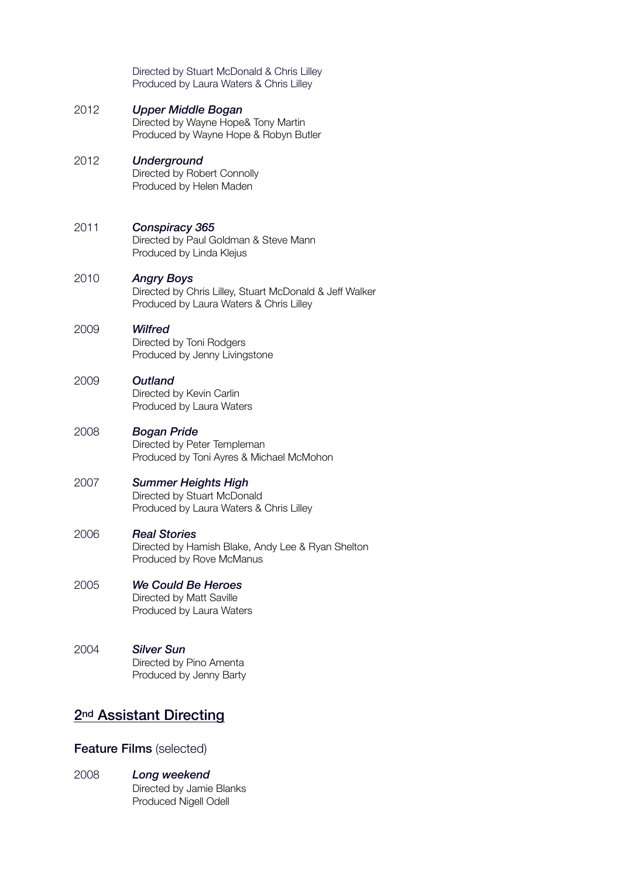Directed by Stuart McDonald & Chris Lilley
Produced by Laura Waters & Chris Lilley

2012 ***Upper Middle Bogan***
Directed by Wayne Hope& Tony Martin
Produced by Wayne Hope & Robyn Butler

2012 ***Underground***
Directed by Robert Connolly
Produced by Helen Maden

2011 ***Conspiracy 365***
Directed by Paul Goldman & Steve Mann
Produced by Linda Klejus

2010 ***Angry Boys***
Directed by Chris Lilley, Stuart McDonald & Jeff Walker
Produced by Laura Waters & Chris Lilley

2009 ***Wilfred***
Directed by Toni Rodgers
Produced by Jenny Livingstone

2009 ***Outland***
Directed by Kevin Carlin
Produced by Laura Waters

2008 ***Bogan Pride***
Directed by Peter Templeman
Produced by Toni Ayres & Michael McMohon

2007 ***Summer Heights High***
Directed by Stuart McDonald
Produced by Laura Waters & Chris Lilley

2006 ***Real Stories***
Directed by Hamish Blake, Andy Lee & Ryan Shelton
Produced by Rove McManus

2005 ***We Could Be Heroes***
Directed by Matt Saville
Produced by Laura Waters

2004 ***Silver Sun***
Directed by Pino Amenta
Produced by Jenny Barty

## 2nd Assistant Directing

### **Feature Films** (selected)

2008 ***Long weekend***
Directed by Jamie Blanks
Produced Nigell Odell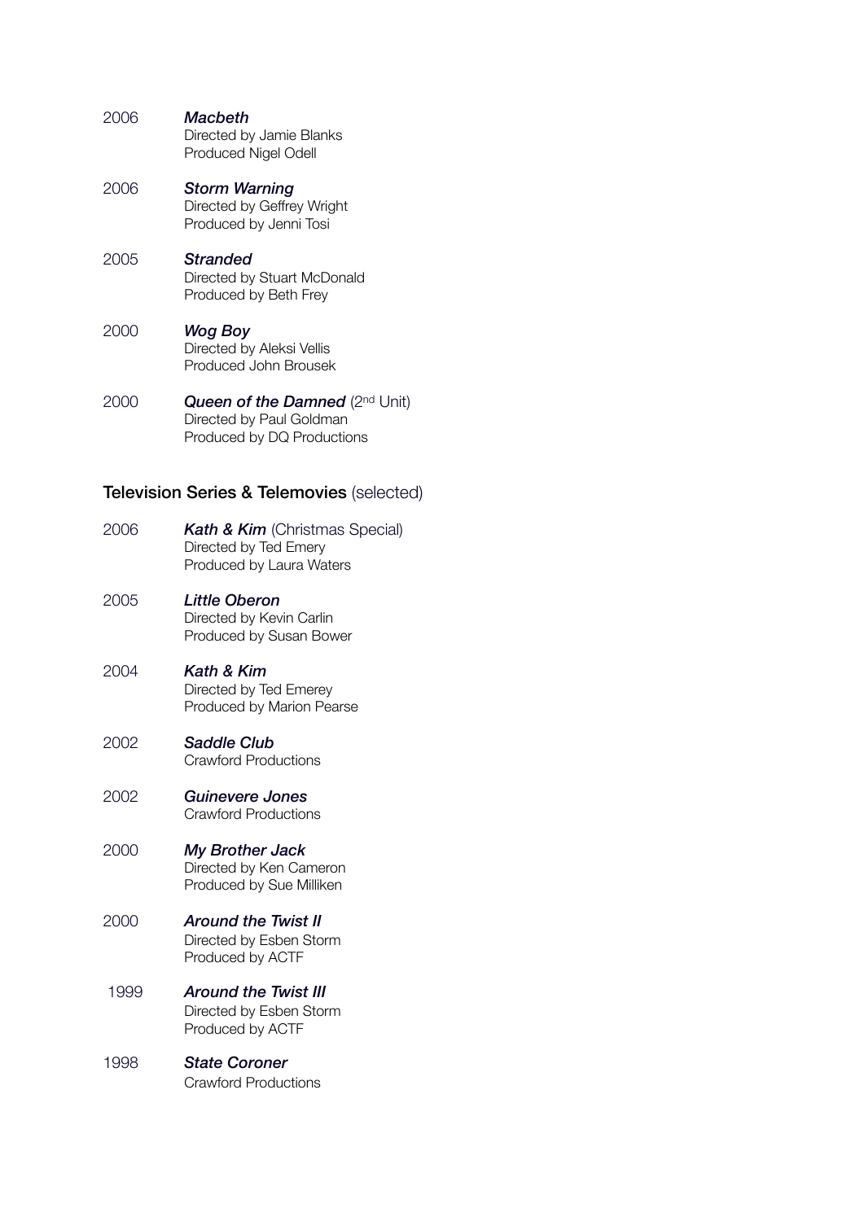2006 ***Macbeth***
Directed by Jamie Blanks
Produced Nigel Odell

2006 ***Storm Warning***
Directed by Geffrey Wright
Produced by Jenni Tosi

2005 ***Stranded***
Directed by Stuart McDonald
Produced by Beth Frey

2000 ***Wog Boy***
Directed by Aleksi Vellis
Produced John Brousek

2000 ***Queen of the Damned*** (2nd Unit)
Directed by Paul Goldman
Produced by DQ Productions

## Television Series & Telemovies (selected)

2006 ***Kath & Kim*** (Christmas Special)
Directed by Ted Emery
Produced by Laura Waters

2005 ***Little Oberon***
Directed by Kevin Carlin
Produced by Susan Bower

2004 ***Kath & Kim***
Directed by Ted Emerey
Produced by Marion Pearse

2002 ***Saddle Club***
Crawford Productions

2002 ***Guinevere Jones***
Crawford Productions

2000 ***My Brother Jack***
Directed by Ken Cameron
Produced by Sue Milliken

2000 ***Around the Twist II***
Directed by Esben Storm
Produced by ACTF

1999 ***Around the Twist III***
Directed by Esben Storm
Produced by ACTF

1998 ***State Coroner***
Crawford Productions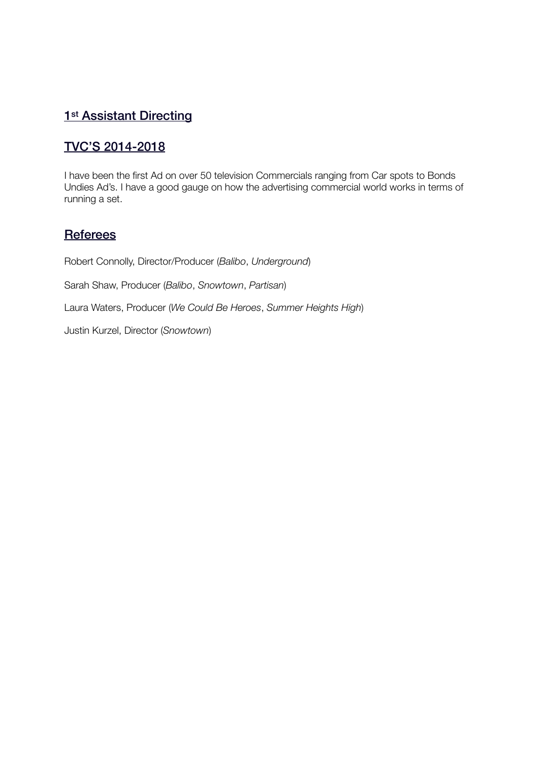## 1st Assistant Directing

## TVC'S 2014-2018

I have been the first Ad on over 50 television Commercials ranging from Car spots to Bonds Undies Ad's. I have a good gauge on how the advertising commercial world works in terms of running a set.

## Referees

Robert Connolly, Director/Producer (*Balibo*, *Underground*)

Sarah Shaw, Producer (*Balibo*, *Snowtown*, *Partisan*)

Laura Waters, Producer (*We Could Be Heroes*, *Summer Heights High*)

Justin Kurzel, Director (*Snowtown*)